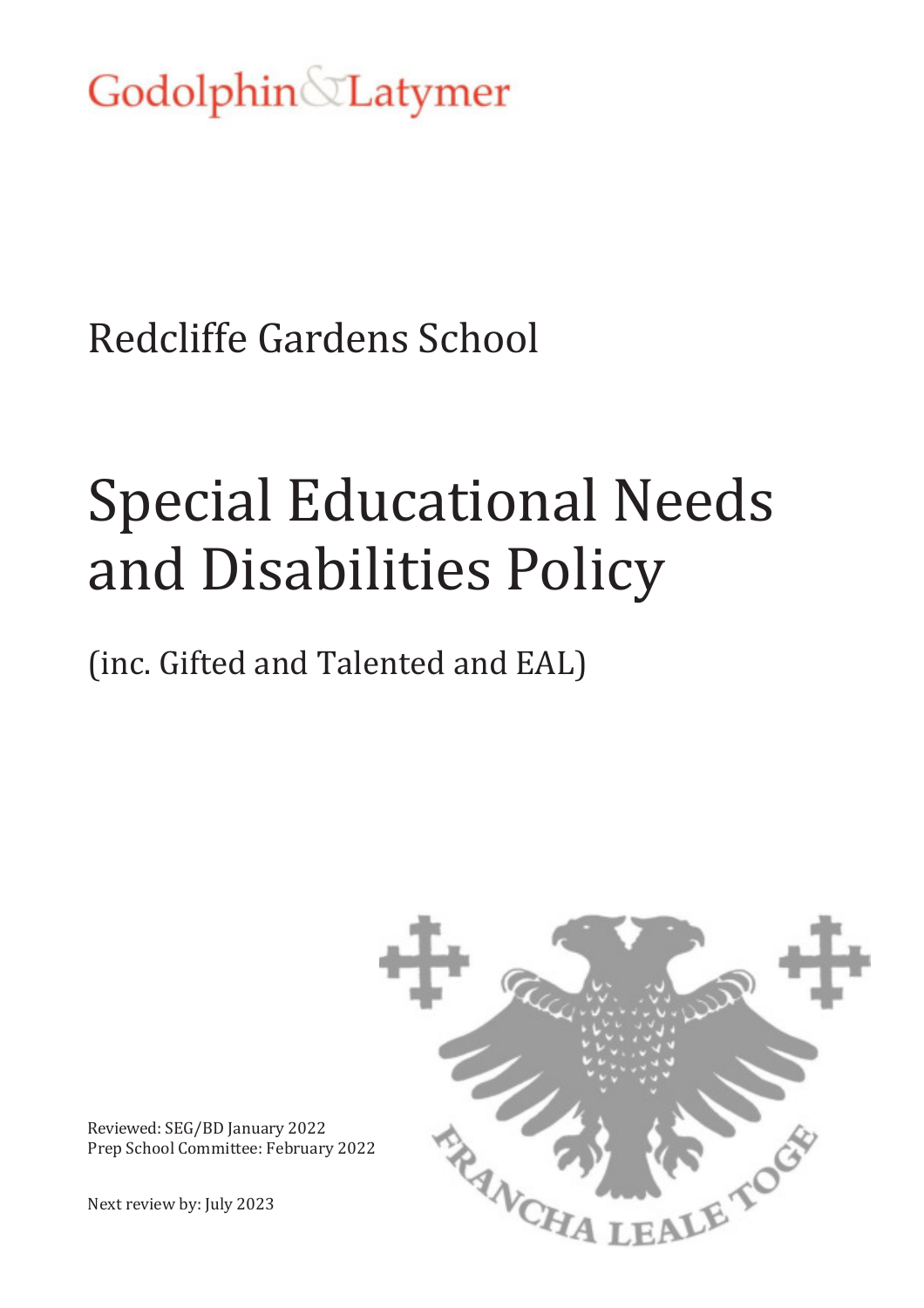Godolphin & Latymer

Redcliffe Gardens School

# Special Educational Needs and Disabilities Policy

(inc. Gifted and Talented and EAL)

Reviewed: SEG/BD January 2022
Prep School Committee: February 2022

Next review by: July 2023

FRANCHA LEALE TOGE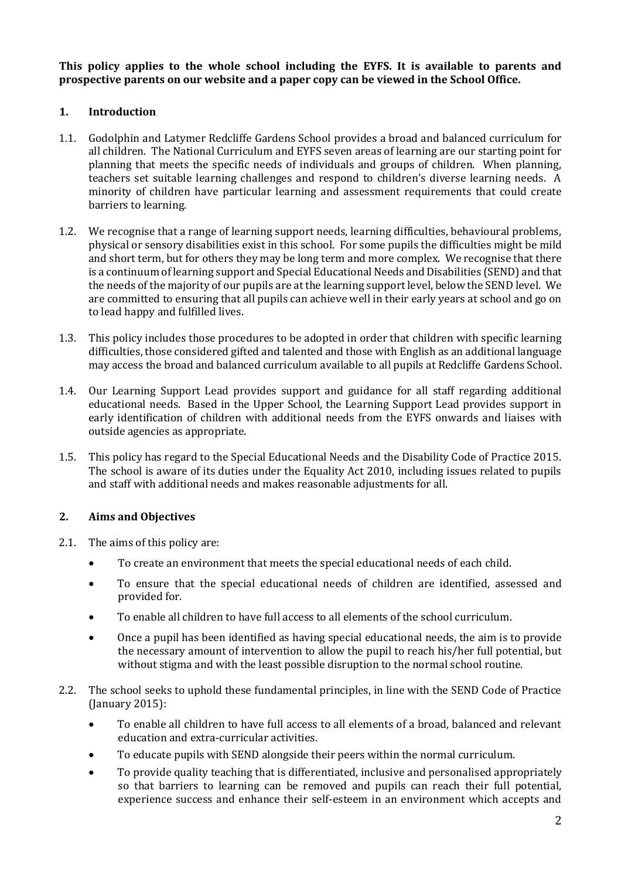**This policy applies to the whole school including the EYFS. It is available to parents and prospective parents on our website and a paper copy can be viewed in the School Office.**

## 1. Introduction

1.1. Godolphin and Latymer Redcliffe Gardens School provides a broad and balanced curriculum for all children. The National Curriculum and EYFS seven areas of learning are our starting point for planning that meets the specific needs of individuals and groups of children. When planning, teachers set suitable learning challenges and respond to children's diverse learning needs. A minority of children have particular learning and assessment requirements that could create barriers to learning.

1.2. We recognise that a range of learning support needs, learning difficulties, behavioural problems, physical or sensory disabilities exist in this school. For some pupils the difficulties might be mild and short term, but for others they may be long term and more complex. We recognise that there is a continuum of learning support and Special Educational Needs and Disabilities (SEND) and that the needs of the majority of our pupils are at the learning support level, below the SEND level. We are committed to ensuring that all pupils can achieve well in their early years at school and go on to lead happy and fulfilled lives.

1.3. This policy includes those procedures to be adopted in order that children with specific learning difficulties, those considered gifted and talented and those with English as an additional language may access the broad and balanced curriculum available to all pupils at Redcliffe Gardens School.

1.4. Our Learning Support Lead provides support and guidance for all staff regarding additional educational needs. Based in the Upper School, the Learning Support Lead provides support in early identification of children with additional needs from the EYFS onwards and liaises with outside agencies as appropriate.

1.5. This policy has regard to the Special Educational Needs and the Disability Code of Practice 2015. The school is aware of its duties under the Equality Act 2010, including issues related to pupils and staff with additional needs and makes reasonable adjustments for all.

## 2. Aims and Objectives

2.1. The aims of this policy are:

- To create an environment that meets the special educational needs of each child.
- To ensure that the special educational needs of children are identified, assessed and provided for.
- To enable all children to have full access to all elements of the school curriculum.
- Once a pupil has been identified as having special educational needs, the aim is to provide the necessary amount of intervention to allow the pupil to reach his/her full potential, but without stigma and with the least possible disruption to the normal school routine.

2.2. The school seeks to uphold these fundamental principles, in line with the SEND Code of Practice (January 2015):

- To enable all children to have full access to all elements of a broad, balanced and relevant education and extra-curricular activities.
- To educate pupils with SEND alongside their peers within the normal curriculum.
- To provide quality teaching that is differentiated, inclusive and personalised appropriately so that barriers to learning can be removed and pupils can reach their full potential, experience success and enhance their self-esteem in an environment which accepts and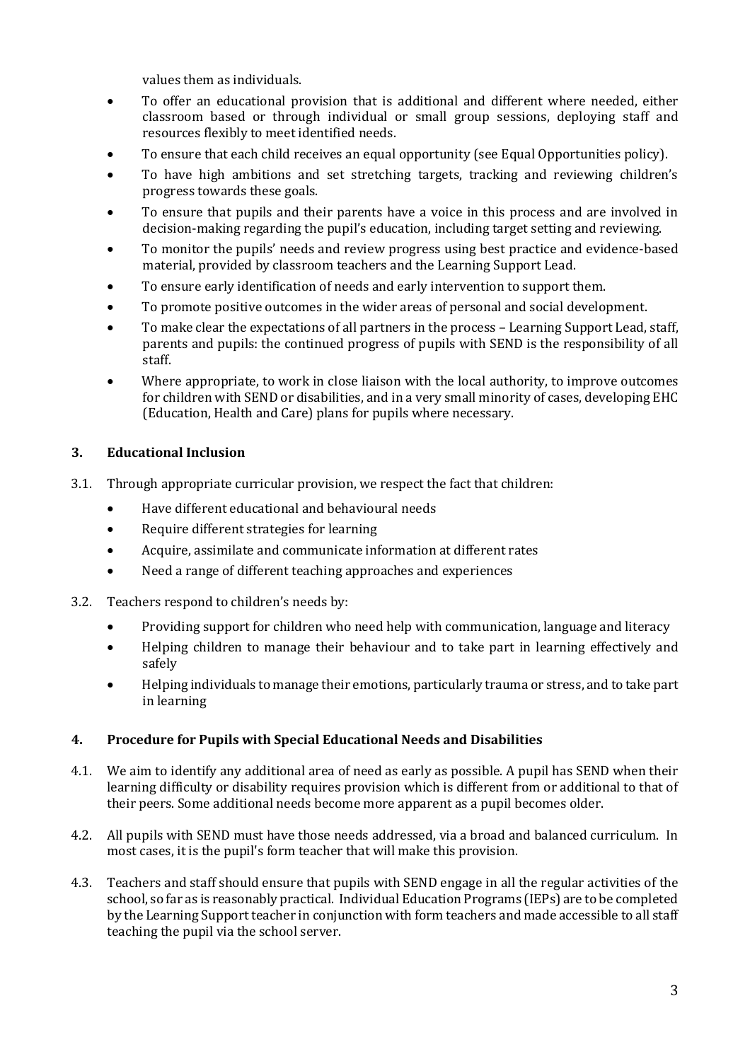values them as individuals.

- To offer an educational provision that is additional and different where needed, either classroom based or through individual or small group sessions, deploying staff and resources flexibly to meet identified needs.
- To ensure that each child receives an equal opportunity (see Equal Opportunities policy).
- To have high ambitions and set stretching targets, tracking and reviewing children's progress towards these goals.
- To ensure that pupils and their parents have a voice in this process and are involved in decision-making regarding the pupil's education, including target setting and reviewing.
- To monitor the pupils' needs and review progress using best practice and evidence-based material, provided by classroom teachers and the Learning Support Lead.
- To ensure early identification of needs and early intervention to support them.
- To promote positive outcomes in the wider areas of personal and social development.
- To make clear the expectations of all partners in the process – Learning Support Lead, staff, parents and pupils: the continued progress of pupils with SEND is the responsibility of all staff.
- Where appropriate, to work in close liaison with the local authority, to improve outcomes for children with SEND or disabilities, and in a very small minority of cases, developing EHC (Education, Health and Care) plans for pupils where necessary.

## 3. Educational Inclusion

3.1. Through appropriate curricular provision, we respect the fact that children:

- Have different educational and behavioural needs
- Require different strategies for learning
- Acquire, assimilate and communicate information at different rates
- Need a range of different teaching approaches and experiences

3.2. Teachers respond to children's needs by:

- Providing support for children who need help with communication, language and literacy
- Helping children to manage their behaviour and to take part in learning effectively and safely
- Helping individuals to manage their emotions, particularly trauma or stress, and to take part in learning

## 4. Procedure for Pupils with Special Educational Needs and Disabilities

4.1. We aim to identify any additional area of need as early as possible. A pupil has SEND when their learning difficulty or disability requires provision which is different from or additional to that of their peers. Some additional needs become more apparent as a pupil becomes older.

4.2. All pupils with SEND must have those needs addressed, via a broad and balanced curriculum. In most cases, it is the pupil's form teacher that will make this provision.

4.3. Teachers and staff should ensure that pupils with SEND engage in all the regular activities of the school, so far as is reasonably practical. Individual Education Programs (IEPs) are to be completed by the Learning Support teacher in conjunction with form teachers and made accessible to all staff teaching the pupil via the school server.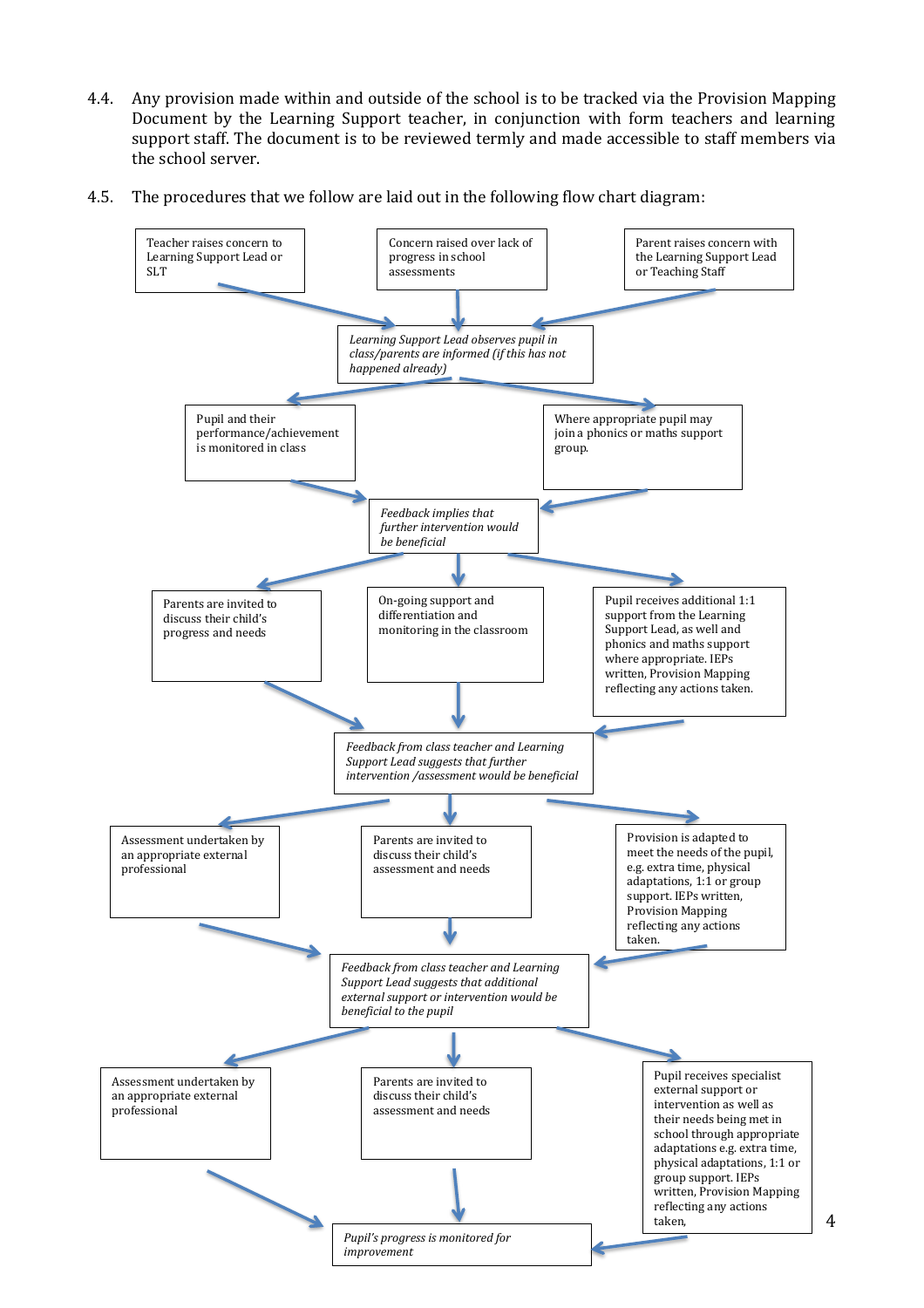4.4. Any provision made within and outside of the school is to be tracked via the Provision Mapping Document by the Learning Support teacher, in conjunction with form teachers and learning support staff. The document is to be reviewed termly and made accessible to staff members via the school server.

4.5. The procedures that we follow are laid out in the following flow chart diagram:

Teacher raises concern to Learning Support Lead or SLT

Concern raised over lack of progress in school assessments

Parent raises concern with the Learning Support Lead or Teaching Staff

*Learning Support Lead observes pupil in class/parents are informed (if this has not happened already)*

Pupil and their performance/achievement is monitored in class

Where appropriate pupil may join a phonics or maths support group.

*Feedback implies that further intervention would be beneficial*

Parents are invited to discuss their child's progress and needs

On-going support and differentiation and monitoring in the classroom

Pupil receives additional 1:1 support from the Learning Support Lead, as well and phonics and maths support where appropriate. IEPs written, Provision Mapping reflecting any actions taken.

*Feedback from class teacher and Learning Support Lead suggests that further intervention /assessment would be beneficial*

Assessment undertaken by an appropriate external professional

Parents are invited to discuss their child's assessment and needs

Provision is adapted to meet the needs of the pupil, e.g. extra time, physical adaptations, 1:1 or group support. IEPs written, Provision Mapping reflecting any actions taken.

*Feedback from class teacher and Learning Support Lead suggests that additional external support or intervention would be beneficial to the pupil*

Assessment undertaken by an appropriate external professional

Parents are invited to discuss their child's assessment and needs

Pupil receives specialist external support or intervention as well as their needs being met in school through appropriate adaptations e.g. extra time, physical adaptations, 1:1 or group support. IEPs written, Provision Mapping reflecting any actions taken,

*Pupil's progress is monitored for improvement*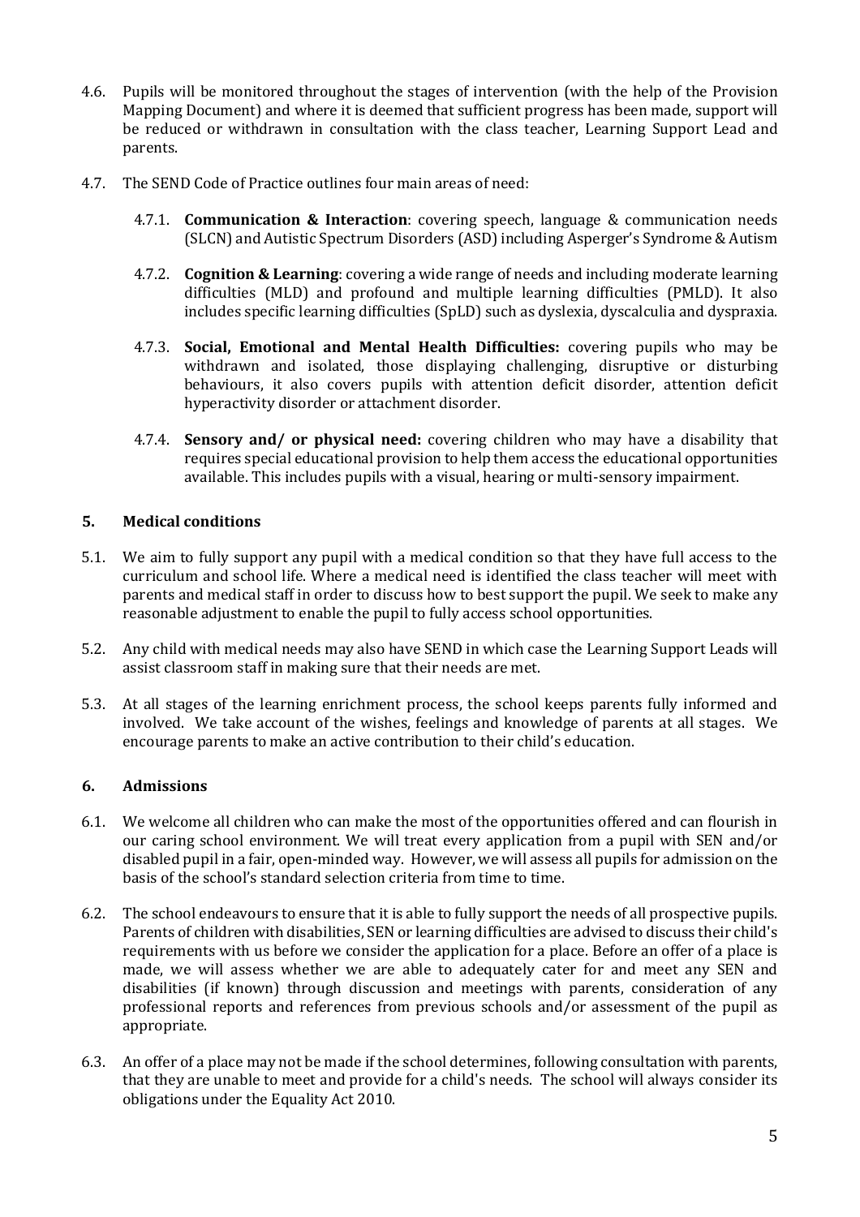4.6. Pupils will be monitored throughout the stages of intervention (with the help of the Provision Mapping Document) and where it is deemed that sufficient progress has been made, support will be reduced or withdrawn in consultation with the class teacher, Learning Support Lead and parents.

4.7. The SEND Code of Practice outlines four main areas of need:

4.7.1. **Communication & Interaction**: covering speech, language & communication needs (SLCN) and Autistic Spectrum Disorders (ASD) including Asperger's Syndrome & Autism

4.7.2. **Cognition & Learning**: covering a wide range of needs and including moderate learning difficulties (MLD) and profound and multiple learning difficulties (PMLD). It also includes specific learning difficulties (SpLD) such as dyslexia, dyscalculia and dyspraxia.

4.7.3. **Social, Emotional and Mental Health Difficulties:** covering pupils who may be withdrawn and isolated, those displaying challenging, disruptive or disturbing behaviours, it also covers pupils with attention deficit disorder, attention deficit hyperactivity disorder or attachment disorder.

4.7.4. **Sensory and/ or physical need:** covering children who may have a disability that requires special educational provision to help them access the educational opportunities available. This includes pupils with a visual, hearing or multi-sensory impairment.

## 5. Medical conditions

5.1. We aim to fully support any pupil with a medical condition so that they have full access to the curriculum and school life. Where a medical need is identified the class teacher will meet with parents and medical staff in order to discuss how to best support the pupil. We seek to make any reasonable adjustment to enable the pupil to fully access school opportunities.

5.2. Any child with medical needs may also have SEND in which case the Learning Support Leads will assist classroom staff in making sure that their needs are met.

5.3. At all stages of the learning enrichment process, the school keeps parents fully informed and involved. We take account of the wishes, feelings and knowledge of parents at all stages. We encourage parents to make an active contribution to their child's education.

## 6. Admissions

6.1. We welcome all children who can make the most of the opportunities offered and can flourish in our caring school environment. We will treat every application from a pupil with SEN and/or disabled pupil in a fair, open-minded way. However, we will assess all pupils for admission on the basis of the school's standard selection criteria from time to time.

6.2. The school endeavours to ensure that it is able to fully support the needs of all prospective pupils. Parents of children with disabilities, SEN or learning difficulties are advised to discuss their child's requirements with us before we consider the application for a place. Before an offer of a place is made, we will assess whether we are able to adequately cater for and meet any SEN and disabilities (if known) through discussion and meetings with parents, consideration of any professional reports and references from previous schools and/or assessment of the pupil as appropriate.

6.3. An offer of a place may not be made if the school determines, following consultation with parents, that they are unable to meet and provide for a child's needs. The school will always consider its obligations under the Equality Act 2010.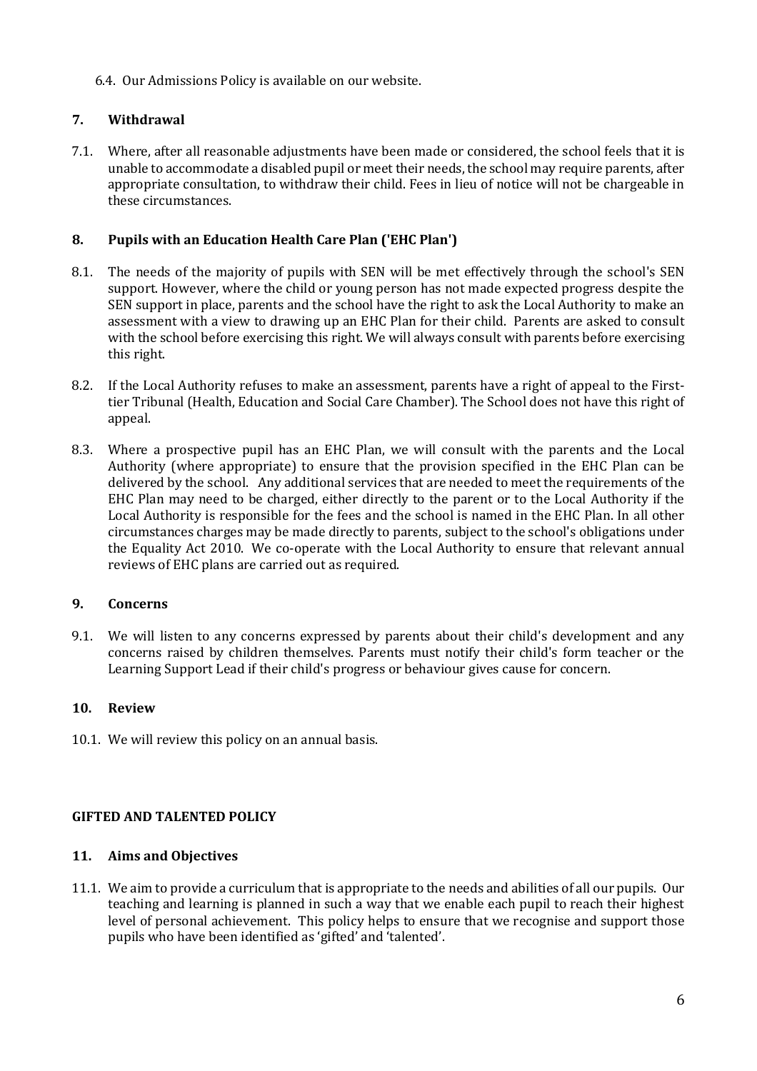6.4. Our Admissions Policy is available on our website.

## 7. Withdrawal

7.1. Where, after all reasonable adjustments have been made or considered, the school feels that it is unable to accommodate a disabled pupil or meet their needs, the school may require parents, after appropriate consultation, to withdraw their child. Fees in lieu of notice will not be chargeable in these circumstances.

## 8. Pupils with an Education Health Care Plan ('EHC Plan')

8.1. The needs of the majority of pupils with SEN will be met effectively through the school's SEN support. However, where the child or young person has not made expected progress despite the SEN support in place, parents and the school have the right to ask the Local Authority to make an assessment with a view to drawing up an EHC Plan for their child. Parents are asked to consult with the school before exercising this right. We will always consult with parents before exercising this right.

8.2. If the Local Authority refuses to make an assessment, parents have a right of appeal to the First-tier Tribunal (Health, Education and Social Care Chamber). The School does not have this right of appeal.

8.3. Where a prospective pupil has an EHC Plan, we will consult with the parents and the Local Authority (where appropriate) to ensure that the provision specified in the EHC Plan can be delivered by the school. Any additional services that are needed to meet the requirements of the EHC Plan may need to be charged, either directly to the parent or to the Local Authority if the Local Authority is responsible for the fees and the school is named in the EHC Plan. In all other circumstances charges may be made directly to parents, subject to the school's obligations under the Equality Act 2010. We co-operate with the Local Authority to ensure that relevant annual reviews of EHC plans are carried out as required.

## 9. Concerns

9.1. We will listen to any concerns expressed by parents about their child's development and any concerns raised by children themselves. Parents must notify their child's form teacher or the Learning Support Lead if their child's progress or behaviour gives cause for concern.

## 10. Review

10.1. We will review this policy on an annual basis.

# GIFTED AND TALENTED POLICY

## 11. Aims and Objectives

11.1. We aim to provide a curriculum that is appropriate to the needs and abilities of all our pupils. Our teaching and learning is planned in such a way that we enable each pupil to reach their highest level of personal achievement. This policy helps to ensure that we recognise and support those pupils who have been identified as 'gifted' and 'talented'.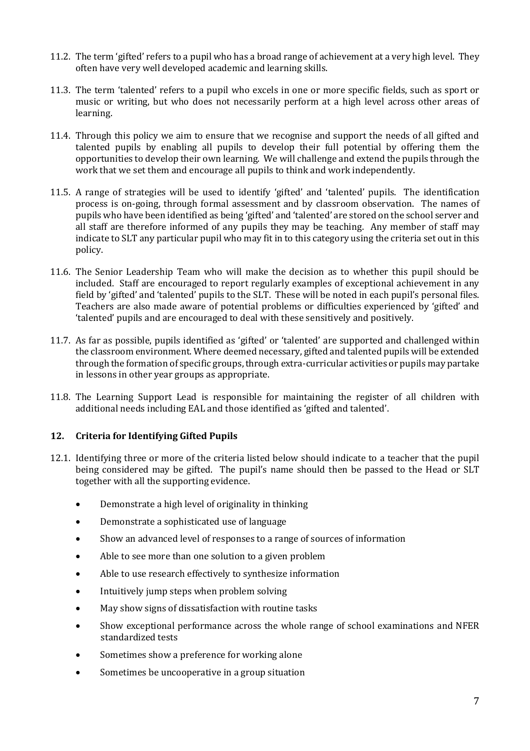11.2. The term 'gifted' refers to a pupil who has a broad range of achievement at a very high level. They often have very well developed academic and learning skills.

11.3. The term 'talented' refers to a pupil who excels in one or more specific fields, such as sport or music or writing, but who does not necessarily perform at a high level across other areas of learning.

11.4. Through this policy we aim to ensure that we recognise and support the needs of all gifted and talented pupils by enabling all pupils to develop their full potential by offering them the opportunities to develop their own learning. We will challenge and extend the pupils through the work that we set them and encourage all pupils to think and work independently.

11.5. A range of strategies will be used to identify 'gifted' and 'talented' pupils. The identification process is on-going, through formal assessment and by classroom observation. The names of pupils who have been identified as being 'gifted' and 'talented' are stored on the school server and all staff are therefore informed of any pupils they may be teaching. Any member of staff may indicate to SLT any particular pupil who may fit in to this category using the criteria set out in this policy.

11.6. The Senior Leadership Team who will make the decision as to whether this pupil should be included. Staff are encouraged to report regularly examples of exceptional achievement in any field by 'gifted' and 'talented' pupils to the SLT. These will be noted in each pupil's personal files. Teachers are also made aware of potential problems or difficulties experienced by 'gifted' and 'talented' pupils and are encouraged to deal with these sensitively and positively.

11.7. As far as possible, pupils identified as 'gifted' or 'talented' are supported and challenged within the classroom environment. Where deemed necessary, gifted and talented pupils will be extended through the formation of specific groups, through extra-curricular activities or pupils may partake in lessons in other year groups as appropriate.

11.8. The Learning Support Lead is responsible for maintaining the register of all children with additional needs including EAL and those identified as 'gifted and talented'.

## 12. Criteria for Identifying Gifted Pupils

12.1. Identifying three or more of the criteria listed below should indicate to a teacher that the pupil being considered may be gifted. The pupil's name should then be passed to the Head or SLT together with all the supporting evidence.

- Demonstrate a high level of originality in thinking
- Demonstrate a sophisticated use of language
- Show an advanced level of responses to a range of sources of information
- Able to see more than one solution to a given problem
- Able to use research effectively to synthesize information
- Intuitively jump steps when problem solving
- May show signs of dissatisfaction with routine tasks
- Show exceptional performance across the whole range of school examinations and NFER standardized tests
- Sometimes show a preference for working alone
- Sometimes be uncooperative in a group situation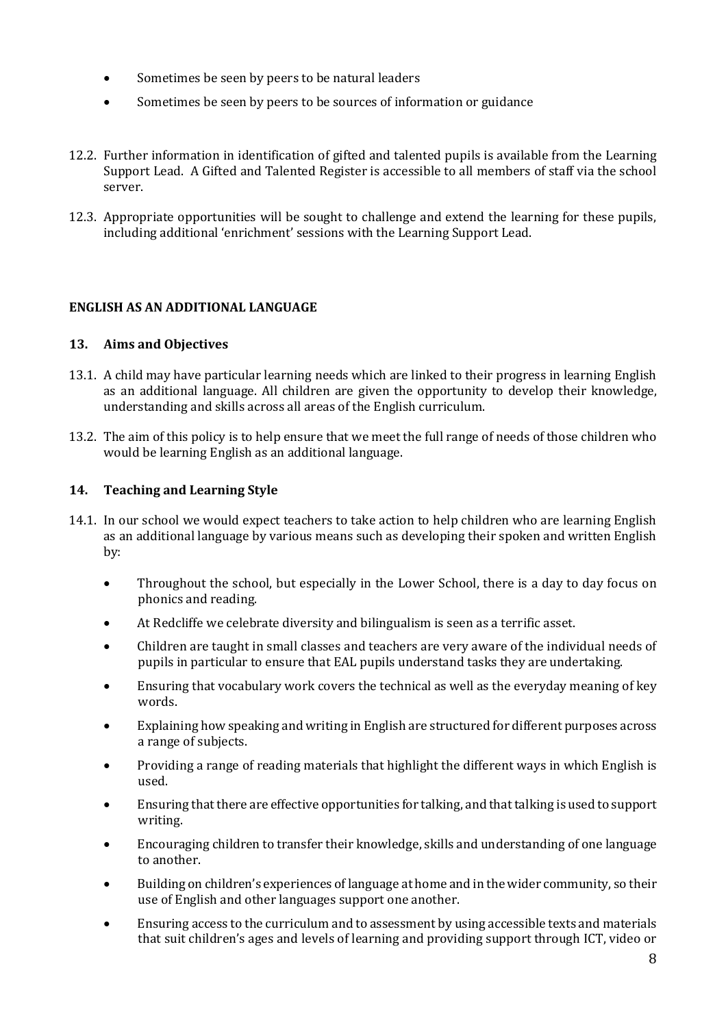- Sometimes be seen by peers to be natural leaders
- Sometimes be seen by peers to be sources of information or guidance

12.2. Further information in identification of gifted and talented pupils is available from the Learning Support Lead. A Gifted and Talented Register is accessible to all members of staff via the school server.

12.3. Appropriate opportunities will be sought to challenge and extend the learning for these pupils, including additional 'enrichment' sessions with the Learning Support Lead.

**ENGLISH AS AN ADDITIONAL LANGUAGE**

**13. Aims and Objectives**

13.1. A child may have particular learning needs which are linked to their progress in learning English as an additional language. All children are given the opportunity to develop their knowledge, understanding and skills across all areas of the English curriculum.

13.2. The aim of this policy is to help ensure that we meet the full range of needs of those children who would be learning English as an additional language.

**14. Teaching and Learning Style**

14.1. In our school we would expect teachers to take action to help children who are learning English as an additional language by various means such as developing their spoken and written English by:

- Throughout the school, but especially in the Lower School, there is a day to day focus on phonics and reading.
- At Redcliffe we celebrate diversity and bilingualism is seen as a terrific asset.
- Children are taught in small classes and teachers are very aware of the individual needs of pupils in particular to ensure that EAL pupils understand tasks they are undertaking.
- Ensuring that vocabulary work covers the technical as well as the everyday meaning of key words.
- Explaining how speaking and writing in English are structured for different purposes across a range of subjects.
- Providing a range of reading materials that highlight the different ways in which English is used.
- Ensuring that there are effective opportunities for talking, and that talking is used to support writing.
- Encouraging children to transfer their knowledge, skills and understanding of one language to another.
- Building on children's experiences of language at home and in the wider community, so their use of English and other languages support one another.
- Ensuring access to the curriculum and to assessment by using accessible texts and materials that suit children's ages and levels of learning and providing support through ICT, video or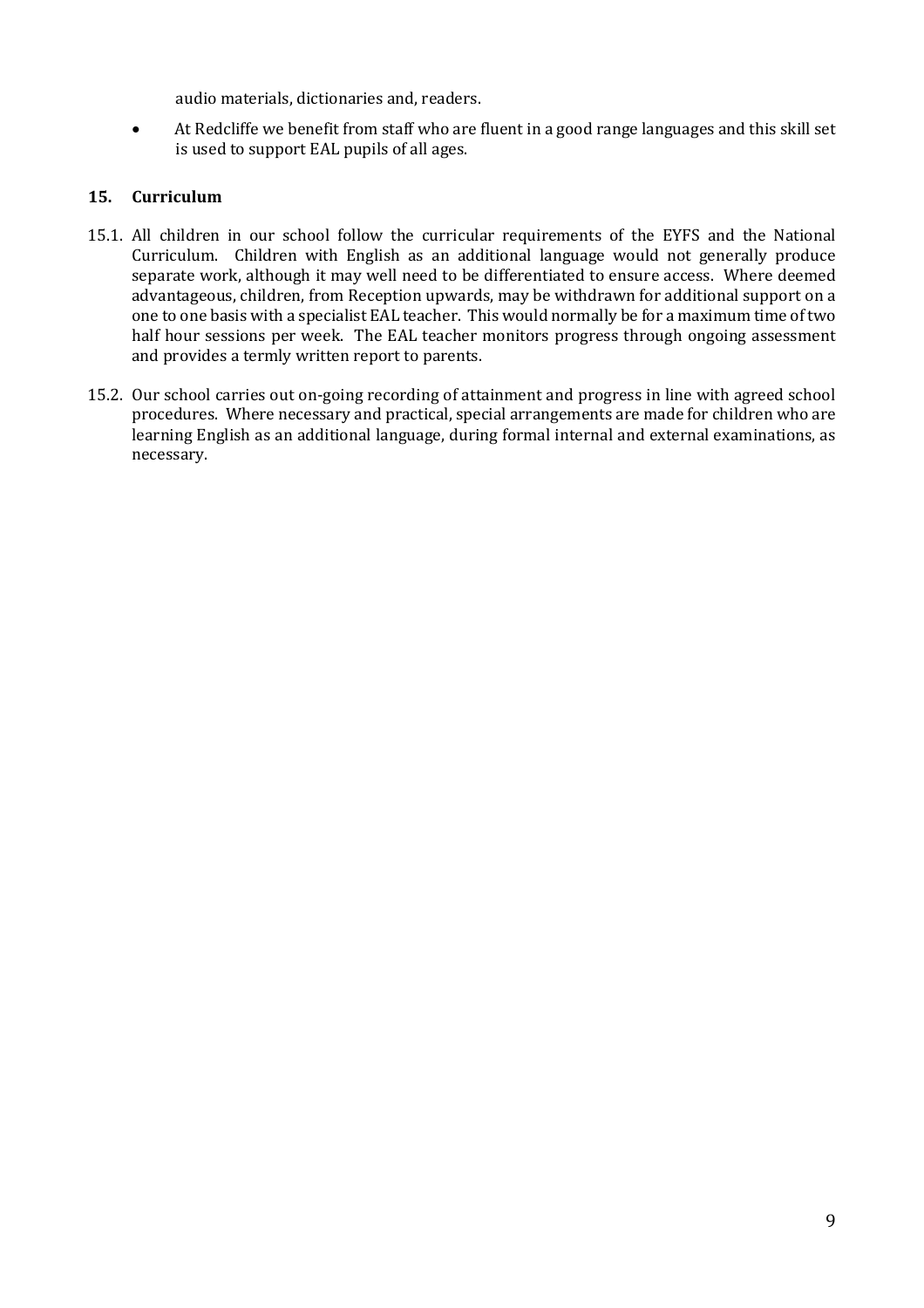audio materials, dictionaries and, readers.

- At Redcliffe we benefit from staff who are fluent in a good range languages and this skill set is used to support EAL pupils of all ages.

## 15. Curriculum

15.1. All children in our school follow the curricular requirements of the EYFS and the National Curriculum. Children with English as an additional language would not generally produce separate work, although it may well need to be differentiated to ensure access. Where deemed advantageous, children, from Reception upwards, may be withdrawn for additional support on a one to one basis with a specialist EAL teacher. This would normally be for a maximum time of two half hour sessions per week. The EAL teacher monitors progress through ongoing assessment and provides a termly written report to parents.

15.2. Our school carries out on-going recording of attainment and progress in line with agreed school procedures. Where necessary and practical, special arrangements are made for children who are learning English as an additional language, during formal internal and external examinations, as necessary.